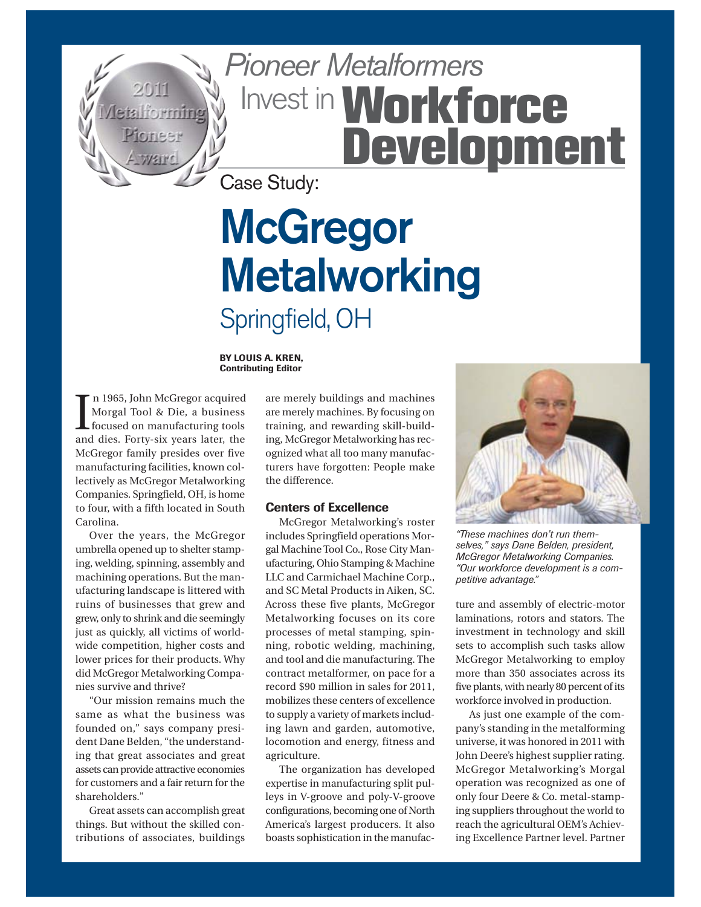# Pioneer Metalformers Invest in Workforce Development

2011 Metalforming Pioneer Award

Case Study:

# McGregor Metalworking

## Springfield, OH

**BY LOUIS A. KREN, Contributing Editor**

In 1965, John McGregor acquired Morgal Tool & Die, a business focused on manufacturing tools and dies. Forty-six years later, the McGregor family presides over five manufacturing facilities, known collectively as McGregor Metalworking Companies. Springfield, OH, is home to four, with a fifth located in South Carolina.

Over the years, the McGregor umbrella opened up to shelter stamping, welding, spinning, assembly and machining operations. But the manufacturing landscape is littered with ruins of businesses that grew and grew, only to shrink and die seemingly just as quickly, all victims of worldwide competition, higher costs and lower prices for their products. Why did McGregor Metalworking Companies survive and thrive?

"Our mission remains much the same as what the business was founded on," says company president Dane Belden, "the understanding that great associates and great assets can provide attractive economies for customers and a fair return for the shareholders."

Great assets can accomplish great things. But without the skilled contributions of associates, buildings are merely buildings and machines are merely machines. By focusing on training, and rewarding skill-building, McGregor Metalworking has recognized what all too many manufacturers have forgotten: People make the difference.

### Centers of Excellence

McGregor Metalworking's roster includes Springfield operations Morgal Machine Tool Co., Rose City Manufacturing, Ohio Stamping & Machine LLC and Carmichael Machine Corp., and SC Metal Products in Aiken, SC. Across these five plants, McGregor Metalworking focuses on its core processes of metal stamping, spinning, robotic welding, machining, and tool and die manufacturing. The contract metalformer, on pace for a record $90 million in sales for 2011, mobilizes these centers of excellence to supply a variety of markets including lawn and garden, automotive, locomotion and energy, fitness and agriculture.

The organization has developed expertise in manufacturing split pulleys in V-groove and poly-V-groove configurations, becoming one of North America's largest producers. It also boasts sophistication in the manufacture and assembly of electric-motor laminations, rotors and stators. The investment in technology and skill sets to accomplish such tasks allow McGregor Metalworking to employ more than 350 associates across its five plants, with nearly 80 percent of its workforce involved in production.

*"These machines don't run themselves," says Dane Belden, president, McGregor Metalworking Companies. "Our workforce development is a competitive advantage."*

As just one example of the company's standing in the metalforming universe, it was honored in 2011 with John Deere's highest supplier rating. McGregor Metalworking's Morgal operation was recognized as one of only four Deere & Co. metal-stamping suppliers throughout the world to reach the agricultural OEM's Achieving Excellence Partner level. Partner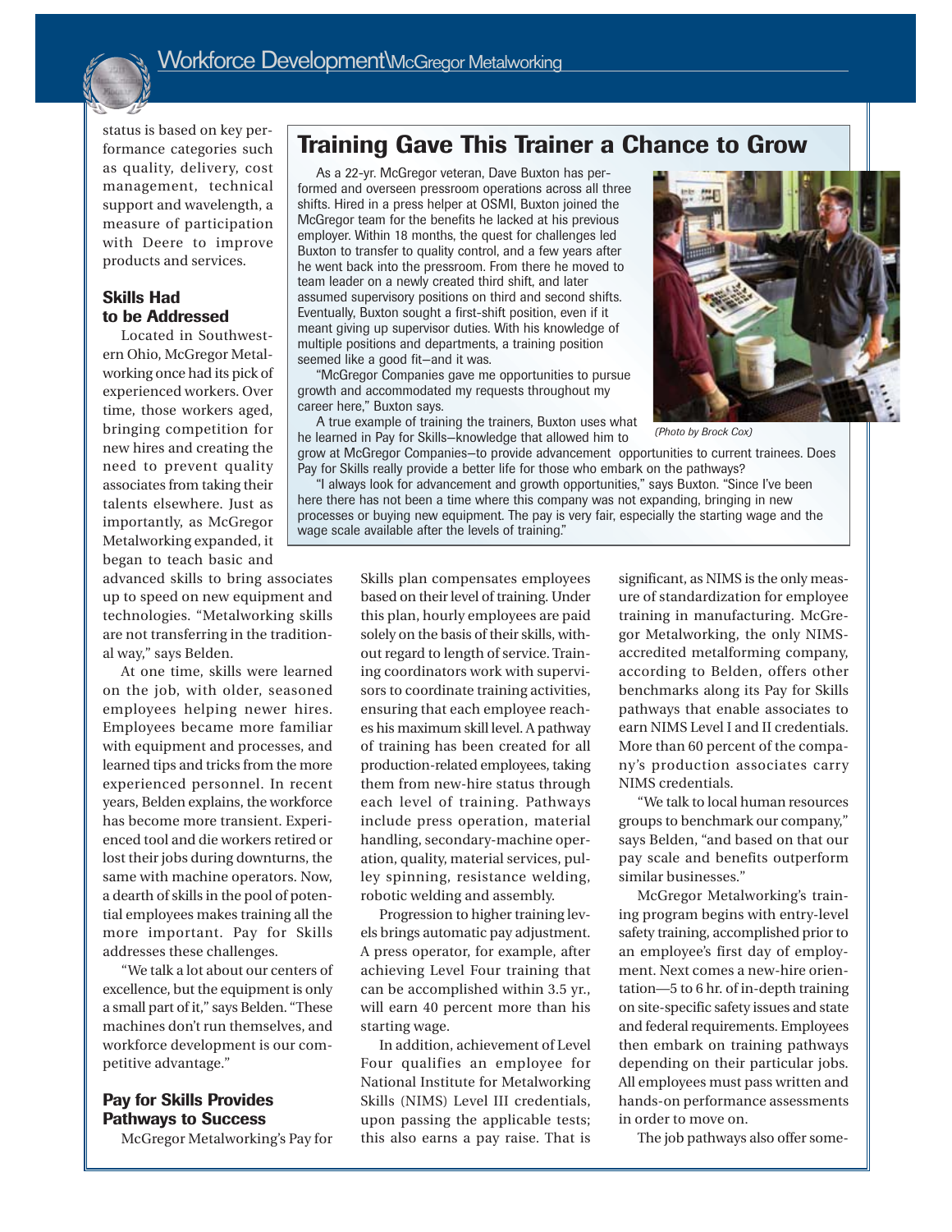status is based on key performance categories such as quality, delivery, cost management, technical support and wavelength, a measure of participation with Deere to improve products and services.

### Skills Had to be Addressed

Located in Southwestern Ohio, McGregor Metalworking once had its pick of experienced workers. Over time, those workers aged, bringing competition for new hires and creating the need to prevent quality associates from taking their talents elsewhere. Just as importantly, as McGregor Metalworking expanded, it began to teach basic and advanced skills to bring associates up to speed on new equipment and technologies. "Metalworking skills are not transferring in the traditional way," says Belden.

At one time, skills were learned on the job, with older, seasoned employees helping newer hires. Employees became more familiar with equipment and processes, and learned tips and tricks from the more experienced personnel. In recent years, Belden explains, the workforce has become more transient. Experienced tool and die workers retired or lost their jobs during downturns, the same with machine operators. Now, a dearth of skills in the pool of potential employees makes training all the more important. Pay for Skills addresses these challenges.

"We talk a lot about our centers of excellence, but the equipment is only a small part of it," says Belden. "These machines don't run themselves, and workforce development is our competitive advantage."

### Pay for Skills Provides Pathways to Success

McGregor Metalworking's Pay for Skills plan compensates employees based on their level of training. Under this plan, hourly employees are paid solely on the basis of their skills, without regard to length of service. Training coordinators work with supervisors to coordinate training activities, ensuring that each employee reaches his maximum skill level. A pathway of training has been created for all production-related employees, taking them from new-hire status through each level of training. Pathways include press operation, material handling, secondary-machine operation, quality, material services, pulley spinning, resistance welding, robotic welding and assembly.

Progression to higher training levels brings automatic pay adjustment. A press operator, for example, after achieving Level Four training that can be accomplished within 3.5 yr., will earn 40 percent more than his starting wage.

In addition, achievement of Level Four qualifies an employee for National Institute for Metalworking Skills (NIMS) Level III credentials, upon passing the applicable tests; this also earns a pay raise. That is significant, as NIMS is the only measure of standardization for employee training in manufacturing. McGregor Metalworking, the only NIMS-accredited metalforming company, according to Belden, offers other benchmarks along its Pay for Skills pathways that enable associates to earn NIMS Level I and II credentials. More than 60 percent of the company's production associates carry NIMS credentials.

"We talk to local human resources groups to benchmark our company," says Belden, "and based on that our pay scale and benefits outperform similar businesses."

McGregor Metalworking's training program begins with entry-level safety training, accomplished prior to an employee's first day of employment. Next comes a new-hire orientation—5 to 6 hr. of in-depth training on site-specific safety issues and state and federal requirements. Employees then embark on training pathways depending on their particular jobs. All employees must pass written and hands-on performance assessments in order to move on.

The job pathways also offer some-

## Training Gave This Trainer a Chance to Grow

As a 22-yr. McGregor veteran, Dave Buxton has performed and overseen pressroom operations across all three shifts. Hired in a press helper at OSMI, Buxton joined the McGregor team for the benefits he lacked at his previous employer. Within 18 months, the quest for challenges led Buxton to transfer to quality control, and a few years after he went back into the pressroom. From there he moved to team leader on a newly created third shift, and later assumed supervisory positions on third and second shifts. Eventually, Buxton sought a first-shift position, even if it meant giving up supervisor duties. With his knowledge of multiple positions and departments, a training position seemed like a good fit—and it was.

"McGregor Companies gave me opportunities to pursue growth and accommodated my requests throughout my career here," Buxton says.

A true example of training the trainers, Buxton uses what he learned in Pay for Skills—knowledge that allowed him to grow at McGregor Companies—to provide advancement opportunities to current trainees. Does Pay for Skills really provide a better life for those who embark on the pathways?

"I always look for advancement and growth opportunities," says Buxton. "Since I've been here there has not been a time where this company was not expanding, bringing in new processes or buying new equipment. The pay is very fair, especially the starting wage and the wage scale available after the levels of training."

*(Photo by Brock Cox)*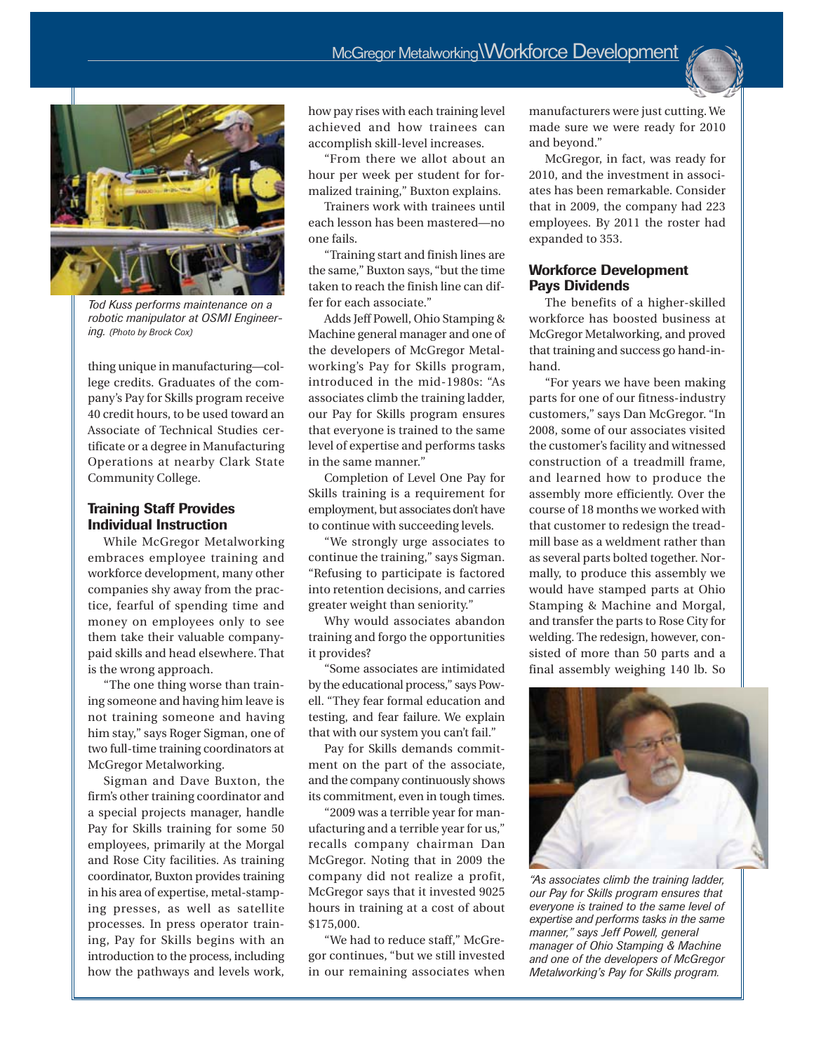*Tod Kuss performs maintenance on a robotic manipulator at OSMI Engineering. (Photo by Brock Cox)*

thing unique in manufacturing—college credits. Graduates of the company's Pay for Skills program receive 40 credit hours, to be used toward an Associate of Technical Studies certificate or a degree in Manufacturing Operations at nearby Clark State Community College.

## Training Staff Provides Individual Instruction

While McGregor Metalworking embraces employee training and workforce development, many other companies shy away from the practice, fearful of spending time and money on employees only to see them take their valuable company-paid skills and head elsewhere. That is the wrong approach.

"The one thing worse than training someone and having him leave is not training someone and having him stay," says Roger Sigman, one of two full-time training coordinators at McGregor Metalworking.

Sigman and Dave Buxton, the firm's other training coordinator and a special projects manager, handle Pay for Skills training for some 50 employees, primarily at the Morgal and Rose City facilities. As training coordinator, Buxton provides training in his area of expertise, metal-stamping presses, as well as satellite processes. In press operator training, Pay for Skills begins with an introduction to the process, including how the pathways and levels work, how pay rises with each training level achieved and how trainees can accomplish skill-level increases.

"From there we allot about an hour per week per student for formalized training," Buxton explains.

Trainers work with trainees until each lesson has been mastered—no one fails.

"Training start and finish lines are the same," Buxton says, "but the time taken to reach the finish line can differ for each associate."

Adds Jeff Powell, Ohio Stamping & Machine general manager and one of the developers of McGregor Metalworking's Pay for Skills program, introduced in the mid-1980s: "As associates climb the training ladder, our Pay for Skills program ensures that everyone is trained to the same level of expertise and performs tasks in the same manner."

Completion of Level One Pay for Skills training is a requirement for employment, but associates don't have to continue with succeeding levels.

"We strongly urge associates to continue the training," says Sigman. "Refusing to participate is factored into retention decisions, and carries greater weight than seniority."

Why would associates abandon training and forgo the opportunities it provides?

"Some associates are intimidated by the educational process," says Powell. "They fear formal education and testing, and fear failure. We explain that with our system you can't fail."

Pay for Skills demands commitment on the part of the associate, and the company continuously shows its commitment, even in tough times.

"2009 was a terrible year for manufacturing and a terrible year for us," recalls company chairman Dan McGregor. Noting that in 2009 the company did not realize a profit, McGregor says that it invested 9025 hours in training at a cost of about $175,000.

"We had to reduce staff," McGregor continues, "but we still invested in our remaining associates when manufacturers were just cutting. We made sure we were ready for 2010 and beyond."

McGregor, in fact, was ready for 2010, and the investment in associates has been remarkable. Consider that in 2009, the company had 223 employees. By 2011 the roster had expanded to 353.

## Workforce Development Pays Dividends

The benefits of a higher-skilled workforce has boosted business at McGregor Metalworking, and proved that training and success go hand-in-hand.

"For years we have been making parts for one of our fitness-industry customers," says Dan McGregor. "In 2008, some of our associates visited the customer's facility and witnessed construction of a treadmill frame, and learned how to produce the assembly more efficiently. Over the course of 18 months we worked with that customer to redesign the treadmill base as a weldment rather than as several parts bolted together. Normally, to produce this assembly we would have stamped parts at Ohio Stamping & Machine and Morgal, and transfer the parts to Rose City for welding. The redesign, however, consisted of more than 50 parts and a final assembly weighing 140 lb. So

*"As associates climb the training ladder, our Pay for Skills program ensures that everyone is trained to the same level of expertise and performs tasks in the same manner," says Jeff Powell, general manager of Ohio Stamping & Machine and one of the developers of McGregor Metalworking's Pay for Skills program.*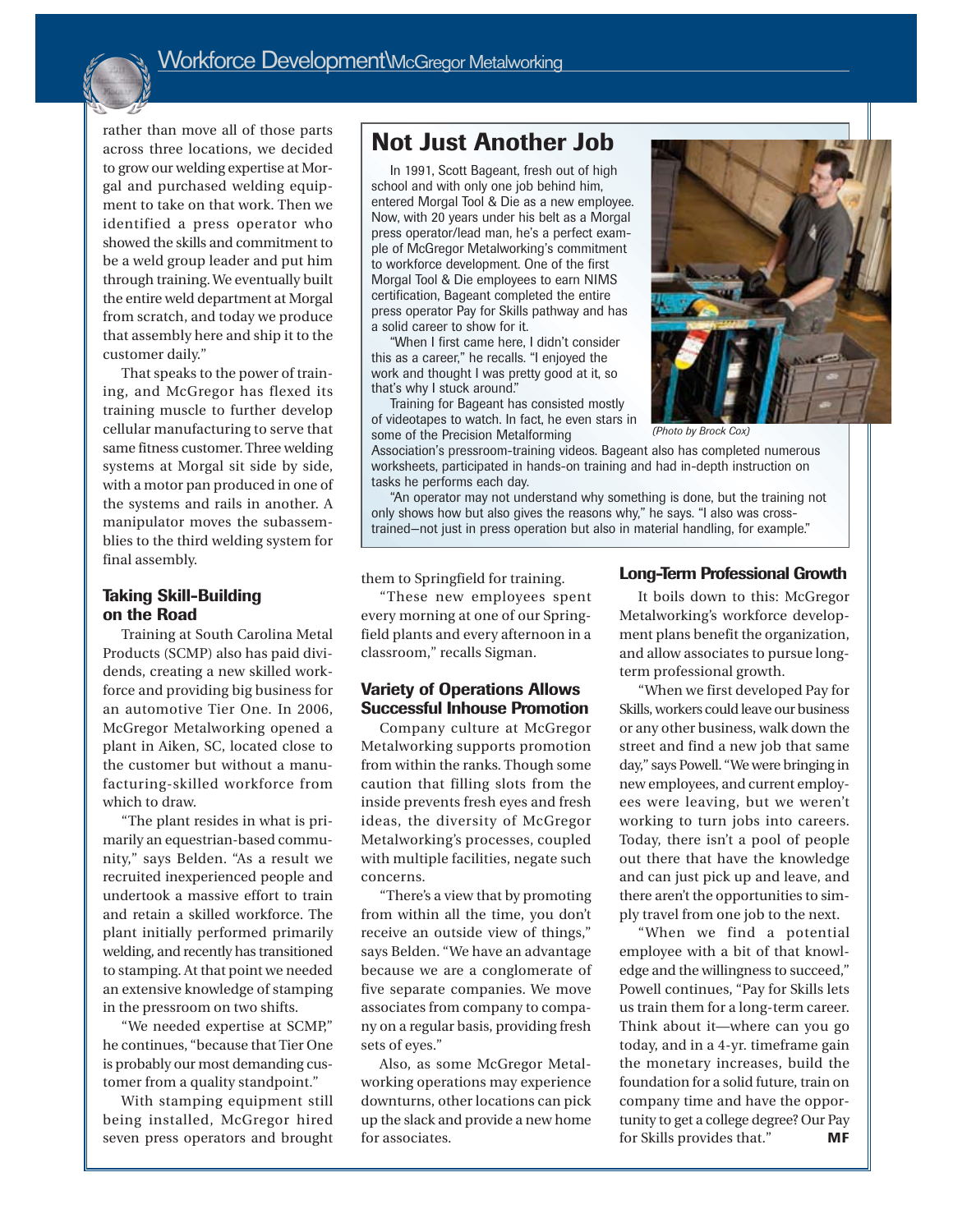rather than move all of those parts across three locations, we decided to grow our welding expertise at Morgal and purchased welding equipment to take on that work. Then we identified a press operator who showed the skills and commitment to be a weld group leader and put him through training. We eventually built the entire weld department at Morgal from scratch, and today we produce that assembly here and ship it to the customer daily."

That speaks to the power of training, and McGregor has flexed its training muscle to further develop cellular manufacturing to serve that same fitness customer. Three welding systems at Morgal sit side by side, with a motor pan produced in one of the systems and rails in another. A manipulator moves the subassemblies to the third welding system for final assembly.

### Taking Skill-Building on the Road

Training at South Carolina Metal Products (SCMP) also has paid dividends, creating a new skilled workforce and providing big business for an automotive Tier One. In 2006, McGregor Metalworking opened a plant in Aiken, SC, located close to the customer but without a manufacturing-skilled workforce from which to draw.

"The plant resides in what is primarily an equestrian-based community," says Belden. "As a result we recruited inexperienced people and undertook a massive effort to train and retain a skilled workforce. The plant initially performed primarily welding, and recently has transitioned to stamping. At that point we needed an extensive knowledge of stamping in the pressroom on two shifts.

"We needed expertise at SCMP," he continues, "because that Tier One is probably our most demanding customer from a quality standpoint."

With stamping equipment still being installed, McGregor hired seven press operators and brought them to Springfield for training.

"These new employees spent every morning at one of our Springfield plants and every afternoon in a classroom," recalls Sigman.

### Variety of Operations Allows Successful Inhouse Promotion

Company culture at McGregor Metalworking supports promotion from within the ranks. Though some caution that filling slots from the inside prevents fresh eyes and fresh ideas, the diversity of McGregor Metalworking's processes, coupled with multiple facilities, negate such concerns.

"There's a view that by promoting from within all the time, you don't receive an outside view of things," says Belden. "We have an advantage because we are a conglomerate of five separate companies. We move associates from company to company on a regular basis, providing fresh sets of eyes."

Also, as some McGregor Metalworking operations may experience downturns, other locations can pick up the slack and provide a new home for associates.

### Long-Term Professional Growth

It boils down to this: McGregor Metalworking's workforce development plans benefit the organization, and allow associates to pursue long-term professional growth.

"When we first developed Pay for Skills, workers could leave our business or any other business, walk down the street and find a new job that same day," says Powell. "We were bringing in new employees, and current employees were leaving, but we weren't working to turn jobs into careers. Today, there isn't a pool of people out there that have the knowledge and can just pick up and leave, and there aren't the opportunities to simply travel from one job to the next.

"When we find a potential employee with a bit of that knowledge and the willingness to succeed," Powell continues, "Pay for Skills lets us train them for a long-term career. Think about it—where can you go today, and in a 4-yr. timeframe gain the monetary increases, build the foundation for a solid future, train on company time and have the opportunity to get a college degree? Our Pay for Skills provides that." **MF**

---

## Not Just Another Job

In 1991, Scott Bageant, fresh out of high school and with only one job behind him, entered Morgal Tool & Die as a new employee. Now, with 20 years under his belt as a Morgal press operator/lead man, he's a perfect example of McGregor Metalworking's commitment to workforce development. One of the first Morgal Tool & Die employees to earn NIMS certification, Bageant completed the entire press operator Pay for Skills pathway and has a solid career to show for it.

"When I first came here, I didn't consider this as a career," he recalls. "I enjoyed the work and thought I was pretty good at it, so that's why I stuck around."

Training for Bageant has consisted mostly of videotapes to watch. In fact, he even stars in some of the Precision Metalforming Association's pressroom-training videos. Bageant also has completed numerous worksheets, participated in hands-on training and had in-depth instruction on tasks he performs each day.

"An operator may not understand why something is done, but the training not only shows how but also gives the reasons why," he says. "I also was cross-trained—not just in press operation but also in material handling, for example."

*(Photo by Brock Cox)*